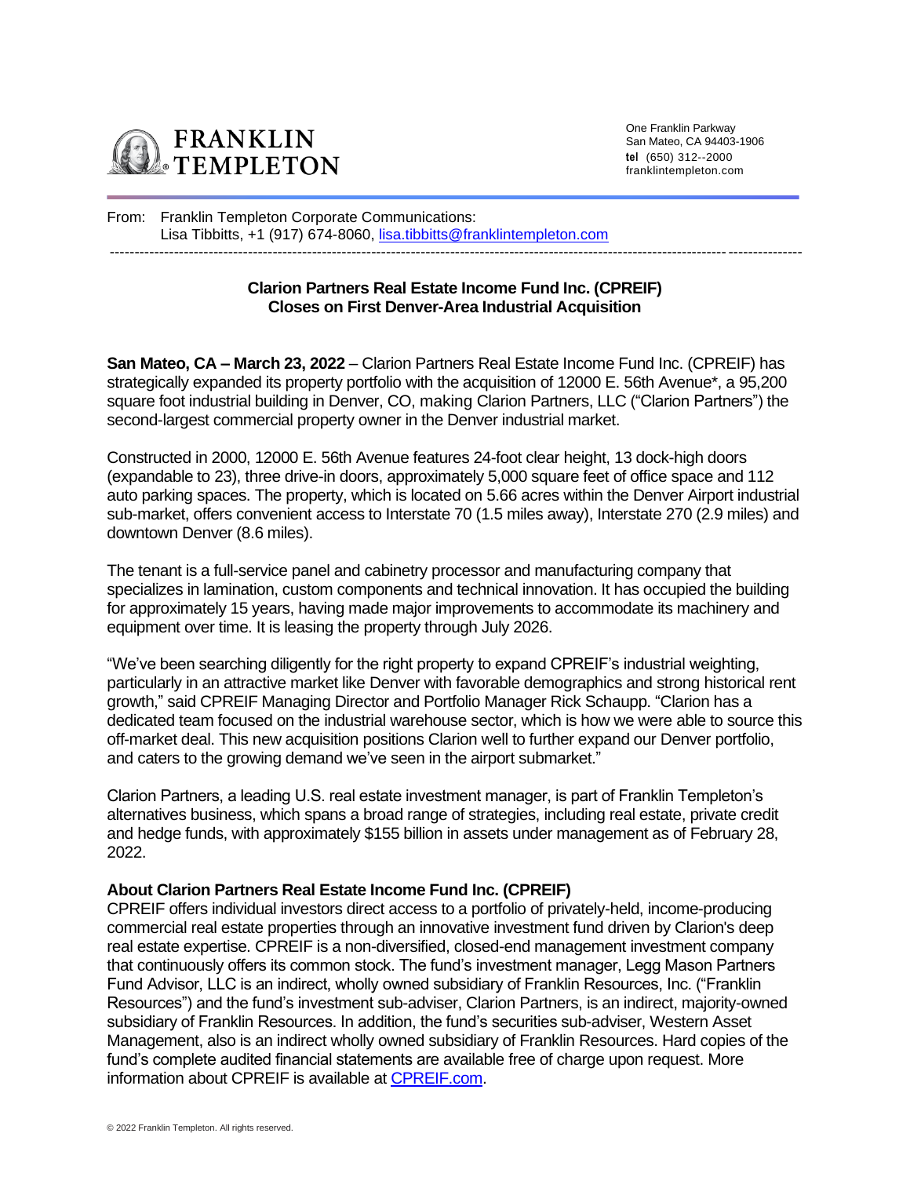FRANKLIN TEMPLETON

One Franklin Parkway
San Mateo, CA 94403-1906
**tel** (650) 312--2000
franklintempleton.com

From: Franklin Templeton Corporate Communications:
Lisa Tibbitts, +1 (917) 674-8060, lisa.tibbitts@franklintempleton.com

---

**Clarion Partners Real Estate Income Fund Inc. (CPREIF)**
**Closes on First Denver-Area Industrial Acquisition**

**San Mateo, CA – March 23, 2022** – Clarion Partners Real Estate Income Fund Inc. (CPREIF) has strategically expanded its property portfolio with the acquisition of 12000 E. 56th Avenue*, a 95,200 square foot industrial building in Denver, CO, making Clarion Partners, LLC ("Clarion Partners") the second-largest commercial property owner in the Denver industrial market.

Constructed in 2000, 12000 E. 56th Avenue features 24-foot clear height, 13 dock-high doors (expandable to 23), three drive-in doors, approximately 5,000 square feet of office space and 112 auto parking spaces. The property, which is located on 5.66 acres within the Denver Airport industrial sub-market, offers convenient access to Interstate 70 (1.5 miles away), Interstate 270 (2.9 miles) and downtown Denver (8.6 miles).

The tenant is a full-service panel and cabinetry processor and manufacturing company that specializes in lamination, custom components and technical innovation. It has occupied the building for approximately 15 years, having made major improvements to accommodate its machinery and equipment over time. It is leasing the property through July 2026.

"We've been searching diligently for the right property to expand CPREIF's industrial weighting, particularly in an attractive market like Denver with favorable demographics and strong historical rent growth," said CPREIF Managing Director and Portfolio Manager Rick Schaupp. "Clarion has a dedicated team focused on the industrial warehouse sector, which is how we were able to source this off-market deal. This new acquisition positions Clarion well to further expand our Denver portfolio, and caters to the growing demand we've seen in the airport submarket."

Clarion Partners, a leading U.S. real estate investment manager, is part of Franklin Templeton's alternatives business, which spans a broad range of strategies, including real estate, private credit and hedge funds, with approximately $155 billion in assets under management as of February 28, 2022.

**About Clarion Partners Real Estate Income Fund Inc. (CPREIF)**

CPREIF offers individual investors direct access to a portfolio of privately-held, income-producing commercial real estate properties through an innovative investment fund driven by Clarion's deep real estate expertise. CPREIF is a non-diversified, closed-end management investment company that continuously offers its common stock. The fund's investment manager, Legg Mason Partners Fund Advisor, LLC is an indirect, wholly owned subsidiary of Franklin Resources, Inc. ("Franklin Resources") and the fund's investment sub-adviser, Clarion Partners, is an indirect, majority-owned subsidiary of Franklin Resources. In addition, the fund's securities sub-adviser, Western Asset Management, also is an indirect wholly owned subsidiary of Franklin Resources. Hard copies of the fund's complete audited financial statements are available free of charge upon request. More information about CPREIF is available at CPREIF.com.

© 2022 Franklin Templeton. All rights reserved.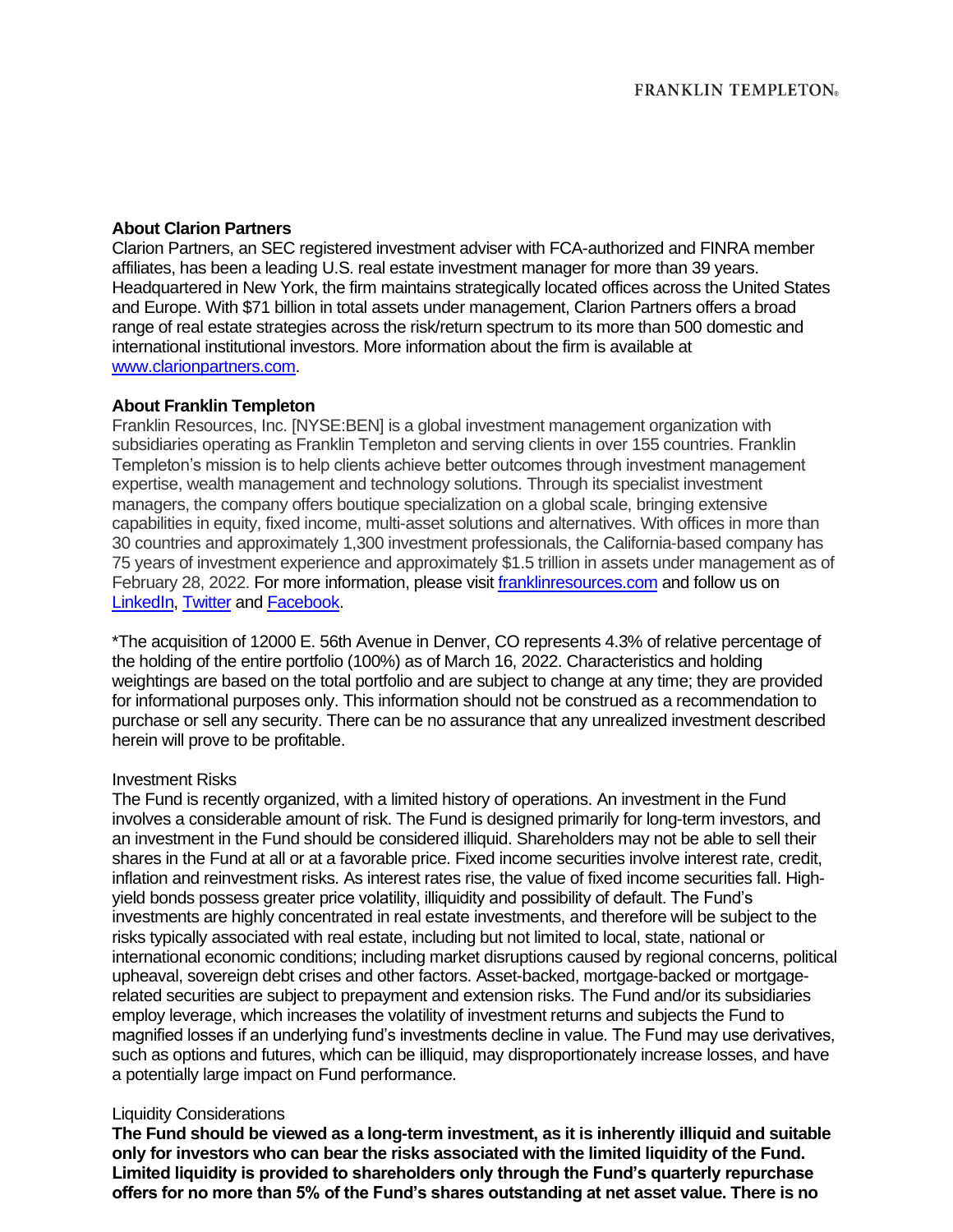**About Clarion Partners**
Clarion Partners, an SEC registered investment adviser with FCA-authorized and FINRA member affiliates, has been a leading U.S. real estate investment manager for more than 39 years. Headquartered in New York, the firm maintains strategically located offices across the United States and Europe. With $71 billion in total assets under management, Clarion Partners offers a broad range of real estate strategies across the risk/return spectrum to its more than 500 domestic and international institutional investors. More information about the firm is available at [www.clarionpartners.com](http://www.clarionpartners.com).

**About Franklin Templeton**
Franklin Resources, Inc. [NYSE:BEN] is a global investment management organization with subsidiaries operating as Franklin Templeton and serving clients in over 155 countries. Franklin Templeton's mission is to help clients achieve better outcomes through investment management expertise, wealth management and technology solutions. Through its specialist investment managers, the company offers boutique specialization on a global scale, bringing extensive capabilities in equity, fixed income, multi-asset solutions and alternatives. With offices in more than 30 countries and approximately 1,300 investment professionals, the California-based company has 75 years of investment experience and approximately $1.5 trillion in assets under management as of February 28, 2022. For more information, please visit franklinresources.com and follow us on LinkedIn, Twitter and Facebook.

*The acquisition of 12000 E. 56th Avenue in Denver, CO represents 4.3% of relative percentage of the holding of the entire portfolio (100%) as of March 16, 2022. Characteristics and holding weightings are based on the total portfolio and are subject to change at any time; they are provided for informational purposes only. This information should not be construed as a recommendation to purchase or sell any security. There can be no assurance that any unrealized investment described herein will prove to be profitable.

Investment Risks
The Fund is recently organized, with a limited history of operations. An investment in the Fund involves a considerable amount of risk. The Fund is designed primarily for long-term investors, and an investment in the Fund should be considered illiquid. Shareholders may not be able to sell their shares in the Fund at all or at a favorable price. Fixed income securities involve interest rate, credit, inflation and reinvestment risks. As interest rates rise, the value of fixed income securities fall. High-yield bonds possess greater price volatility, illiquidity and possibility of default. The Fund's investments are highly concentrated in real estate investments, and therefore will be subject to the risks typically associated with real estate, including but not limited to local, state, national or international economic conditions; including market disruptions caused by regional concerns, political upheaval, sovereign debt crises and other factors. Asset-backed, mortgage-backed or mortgage-related securities are subject to prepayment and extension risks. The Fund and/or its subsidiaries employ leverage, which increases the volatility of investment returns and subjects the Fund to magnified losses if an underlying fund's investments decline in value. The Fund may use derivatives, such as options and futures, which can be illiquid, may disproportionately increase losses, and have a potentially large impact on Fund performance.

Liquidity Considerations
**The Fund should be viewed as a long-term investment, as it is inherently illiquid and suitable only for investors who can bear the risks associated with the limited liquidity of the Fund. Limited liquidity is provided to shareholders only through the Fund's quarterly repurchase offers for no more than 5% of the Fund's shares outstanding at net asset value. There is no**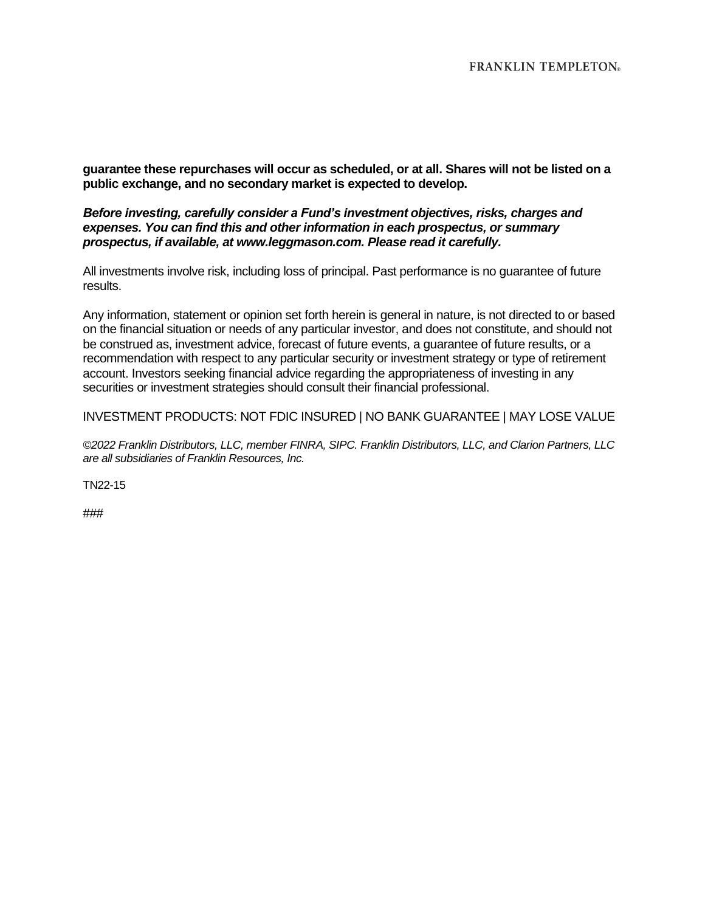**guarantee these repurchases will occur as scheduled, or at all. Shares will not be listed on a public exchange, and no secondary market is expected to develop.**

***Before investing, carefully consider a Fund's investment objectives, risks, charges and expenses. You can find this and other information in each prospectus, or summary prospectus, if available, at www.leggmason.com. Please read it carefully.***

All investments involve risk, including loss of principal. Past performance is no guarantee of future results.

Any information, statement or opinion set forth herein is general in nature, is not directed to or based on the financial situation or needs of any particular investor, and does not constitute, and should not be construed as, investment advice, forecast of future events, a guarantee of future results, or a recommendation with respect to any particular security or investment strategy or type of retirement account. Investors seeking financial advice regarding the appropriateness of investing in any securities or investment strategies should consult their financial professional.

INVESTMENT PRODUCTS: NOT FDIC INSURED | NO BANK GUARANTEE | MAY LOSE VALUE

*©2022 Franklin Distributors, LLC, member FINRA, SIPC. Franklin Distributors, LLC, and Clarion Partners, LLC are all subsidiaries of Franklin Resources, Inc.*

TN22-15

###